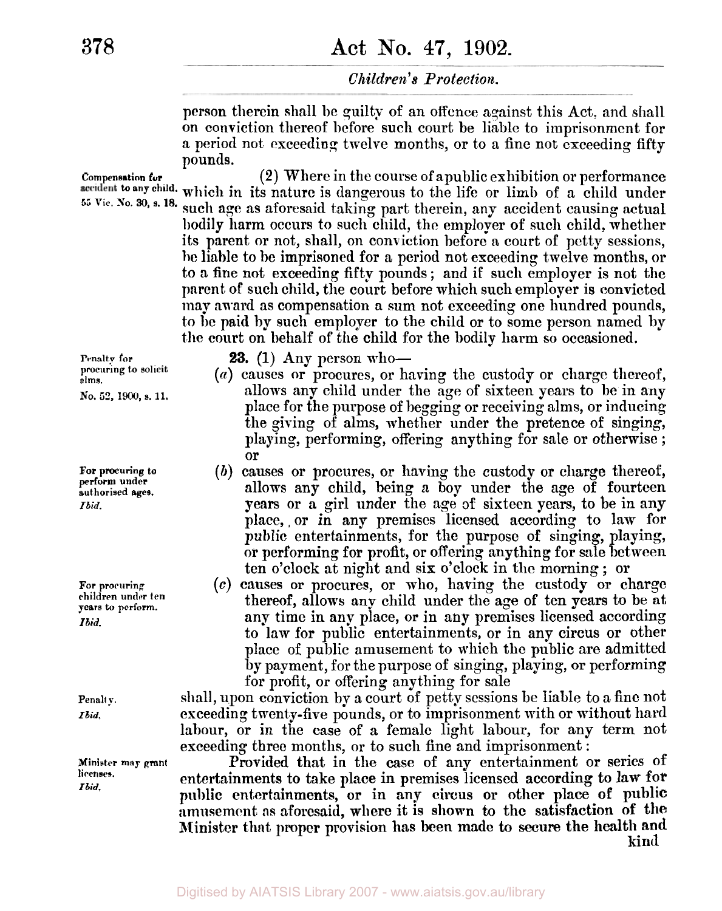person therein shall be guilty of an offence against this Act, and shall on conviction thereof before such court be liable to imprisonment for a period not exceeding twelve months, or to a fine not exceeding fifty pounds.

*Compensation for accident to any child. 55 Vic. No. 30, s. 18.*

(2) Where in the course of a public exhibition or performance which in its nature is dangerous to the life or limb of a child under such age as aforesaid taking part therein, any accident causing actual bodily harm occurs to such child, the employer of such child, whether its parent or not, shall, on conviction before a court of petty sessions, be liable to be imprisoned for a period not exceeding twelve months, or to a fine not exceeding fifty pounds; and if such employer is not the parent of such child, the court before which such employer is convicted may award as compensation a sum not exceeding one hundred pounds, to be paid by such employer to the child or to some person named by the court on behalf of the child for the bodily harm so occasioned.

*Penalty for procuring to solicit alms. No. 52, 1900, s. 11.*

**23.** (1) Any person who—

(*a*) causes or procures, or having the custody or charge thereof, allows any child under the age of sixteen years to be in any place for the purpose of begging or receiving alms, or inducing the giving of alms, whether under the pretence of singing, playing, performing, offering anything for sale or otherwise; or

*For procuring to perform under authorised ages. Ibid.*

(*b*) causes or procures, or having the custody or charge thereof, allows any child, being a boy under the age of fourteen years or a girl under the age of sixteen years, to be in any place, or in any premises licensed according to law for public entertainments, for the purpose of singing, playing, or performing for profit, or offering anything for sale between ten o'clock at night and six o'clock in the morning; or

*For procuring children under ten years to perform. Ibid.*

(*c*) causes or procures, or who, having the custody or charge thereof, allows any child under the age of ten years to be at any time in any place, or in any premises licensed according to law for public entertainments, or in any circus or other place of public amusement to which the public are admitted by payment, for the purpose of singing, playing, or performing for profit, or offering anything for sale

*Penalty. Ibid.*

shall, upon conviction by a court of petty sessions be liable to a fine not exceeding twenty-five pounds, or to imprisonment with or without hard labour, or in the case of a female light labour, for any term not exceeding three months, or to such fine and imprisonment:

*Minister may grant licenses. Ibid.*

Provided that in the case of any entertainment or series of entertainments to take place in premises licensed according to law for public entertainments, or in any circus or other place of public amusement as aforesaid, where it is shown to the satisfaction of the Minister that proper provision has been made to secure the health and kind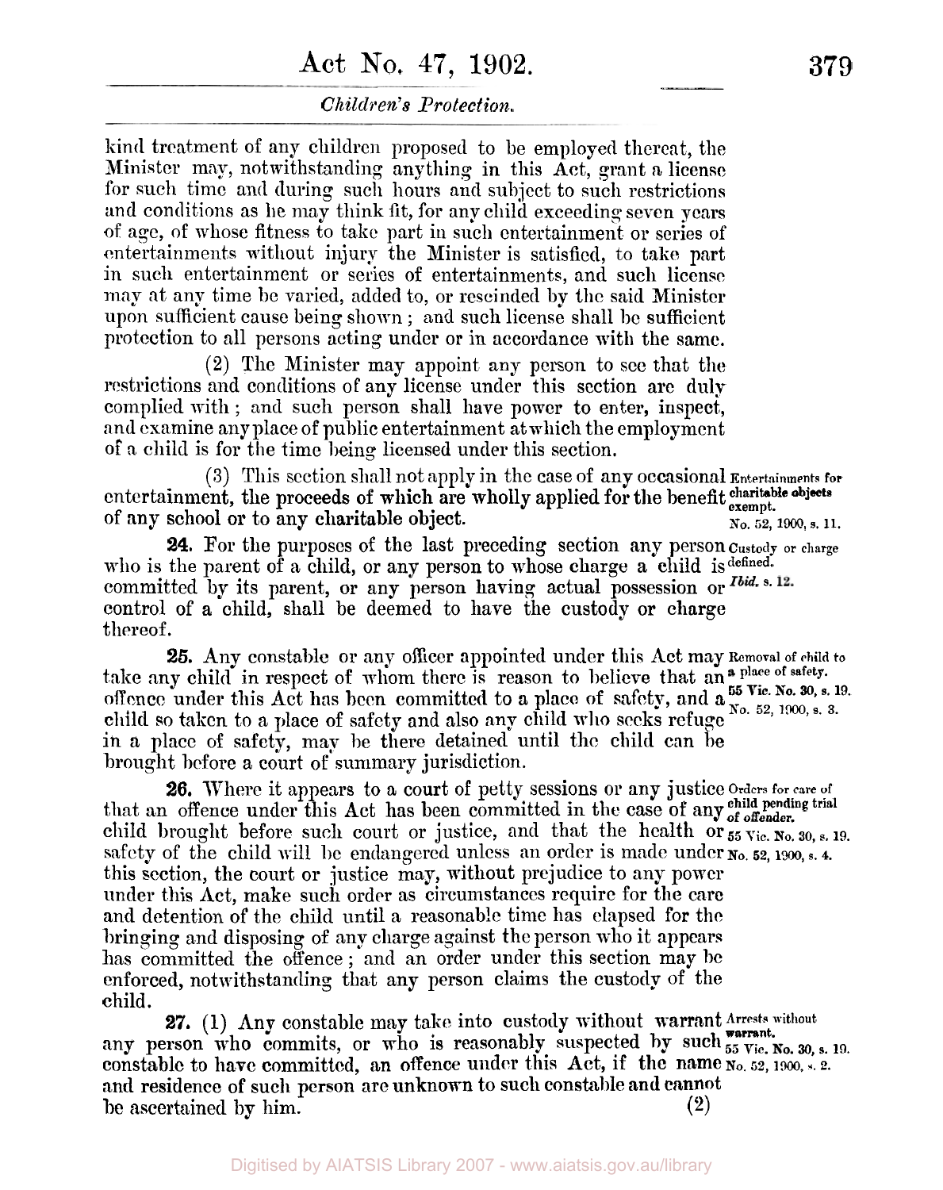kind treatment of any children proposed to be employed thereat, the Minister may, notwithstanding anything in this Act, grant a license for such time and during such hours and subject to such restrictions and conditions as he may think fit, for any child exceeding seven years of age, of whose fitness to take part in such entertainment or series of entertainments without injury the Minister is satisfied, to take part in such entertainment or series of entertainments, and such license may at any time be varied, added to, or rescinded by the said Minister upon sufficient cause being shown; and such license shall be sufficient protection to all persons acting under or in accordance with the same.

(2) The Minister may appoint any person to see that the restrictions and conditions of any license under this section are duly complied with; and such person shall have power to enter, inspect, and examine any place of public entertainment at which the employment of a child is for the time being licensed under this section.

*Entertainments for charitable objects exempt.*
*No. 52, 1900, s. 11.*

(3) This section shall not apply in the case of any occasional entertainment, the proceeds of which are wholly applied for the benefit of any school or to any charitable object.

*Custody or charge defined.*
*Ibid. s. 12.*

**24.** For the purposes of the last preceding section any person who is the parent of a child, or any person to whose charge a child is committed by its parent, or any person having actual possession or control of a child, shall be deemed to have the custody or charge thereof.

*Removal of child to a place of safety.*
*55 Vic. No. 30, s. 19.*
*No. 52, 1900, s. 3.*

**25.** Any constable or any officer appointed under this Act may take any child in respect of whom there is reason to believe that an offence under this Act has been committed to a place of safety, and a child so taken to a place of safety and also any child who seeks refuge in a place of safety, may be there detained until the child can be brought before a court of summary jurisdiction.

*Orders for care of child pending trial of offender.*
*55 Vic. No. 30, s. 19.*
*No. 52, 1900, s. 4.*

**26.** Where it appears to a court of petty sessions or any justice that an offence under this Act has been committed in the case of any child brought before such court or justice, and that the health or safety of the child will be endangered unless an order is made under this section, the court or justice may, without prejudice to any power under this Act, make such order as circumstances require for the care and detention of the child until a reasonable time has elapsed for the bringing and disposing of any charge against the person who it appears has committed the offence; and an order under this section may be enforced, notwithstanding that any person claims the custody of the child.

*Arrests without warrant.*
*55 Vic. No. 30, s. 19.*
*No. 52, 1900, s. 2.*

**27.** (1) Any constable may take into custody without warrant any person who commits, or who is reasonably suspected by such constable to have committed, an offence under this Act, if the name and residence of such person are unknown to such constable and cannot be ascertained by him.

(2)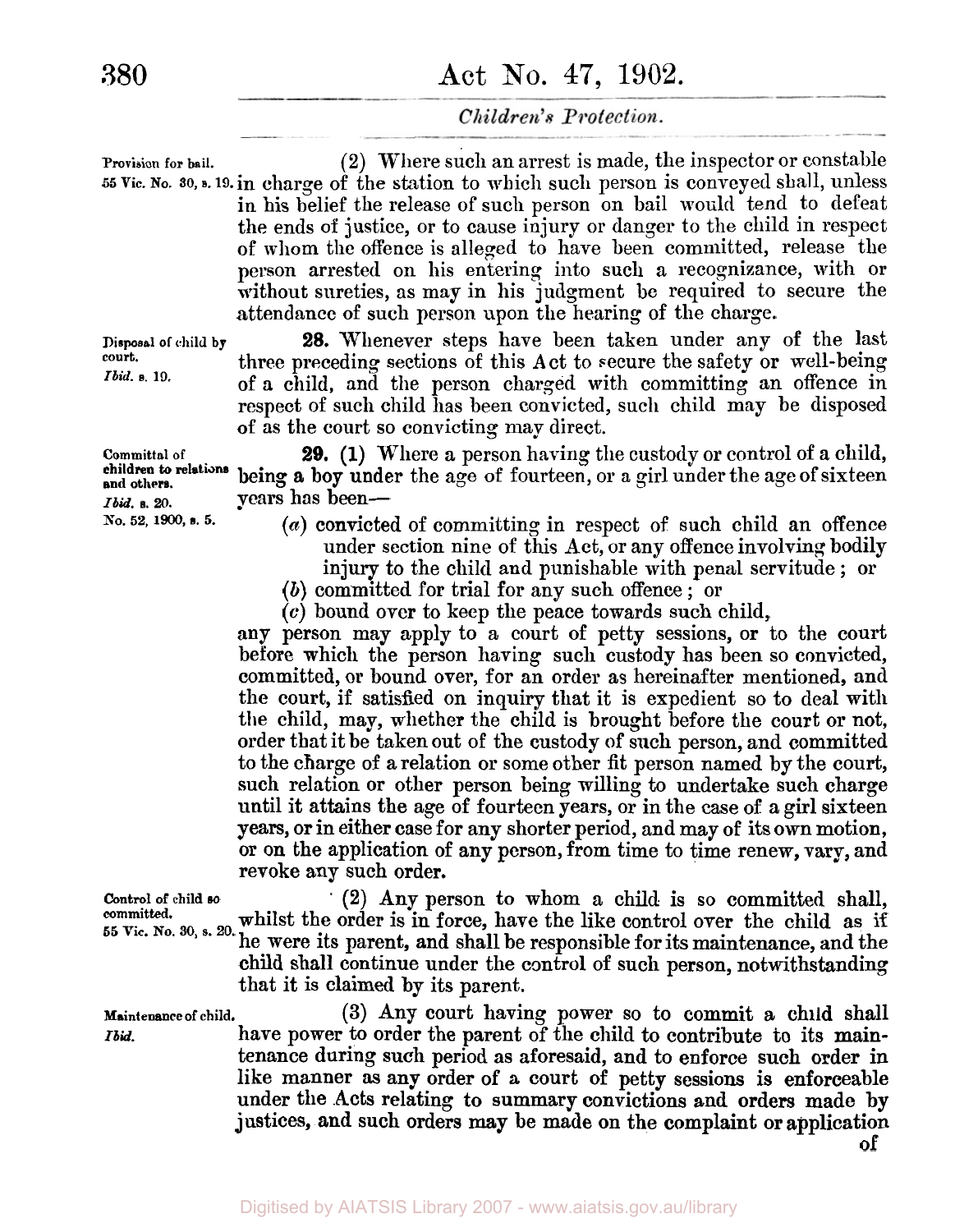*Provision for bail.*
*55 Vic. No. 30, s. 19.*

(2) Where such an arrest is made, the inspector or constable in charge of the station to which such person is conveyed shall, unless in his belief the release of such person on bail would tend to defeat the ends of justice, or to cause injury or danger to the child in respect of whom the offence is alleged to have been committed, release the person arrested on his entering into such a recognizance, with or without sureties, as may in his judgment be required to secure the attendance of such person upon the hearing of the charge.

*Disposal of child by court.*
*Ibid. s. 19.*

**28.** Whenever steps have been taken under any of the last three preceding sections of this Act to secure the safety or well-being of a child, and the person charged with committing an offence in respect of such child has been convicted, such child may be disposed of as the court so convicting may direct.

*Committal of children to relations and others.*
*Ibid. s. 20.*
*No. 52, 1900, s. 5.*

**29.** (1) Where a person having the custody or control of a child, being a boy under the age of fourteen, or a girl under the age of sixteen years has been—

(*a*) convicted of committing in respect of such child an offence under section nine of this Act, or any offence involving bodily injury to the child and punishable with penal servitude; or

(*b*) committed for trial for any such offence; or

(*c*) bound over to keep the peace towards such child,

any person may apply to a court of petty sessions, or to the court before which the person having such custody has been so convicted, committed, or bound over, for an order as hereinafter mentioned, and the court, if satisfied on inquiry that it is expedient so to deal with the child, may, whether the child is brought before the court or not, order that it be taken out of the custody of such person, and committed to the charge of a relation or some other fit person named by the court, such relation or other person being willing to undertake such charge until it attains the age of fourteen years, or in the case of a girl sixteen years, or in either case for any shorter period, and may of its own motion, or on the application of any person, from time to time renew, vary, and revoke any such order.

*Control of child so committed.*
*55 Vic. No. 30, s. 20.*

(2) Any person to whom a child is so committed shall, whilst the order is in force, have the like control over the child as if he were its parent, and shall be responsible for its maintenance, and the child shall continue under the control of such person, notwithstanding that it is claimed by its parent.

*Maintenance of child.*
*Ibid.*

(3) Any court having power so to commit a child shall have power to order the parent of the child to contribute to its maintenance during such period as aforesaid, and to enforce such order in like manner as any order of a court of petty sessions is enforceable under the Acts relating to summary convictions and orders made by justices, and such orders may be made on the complaint or application of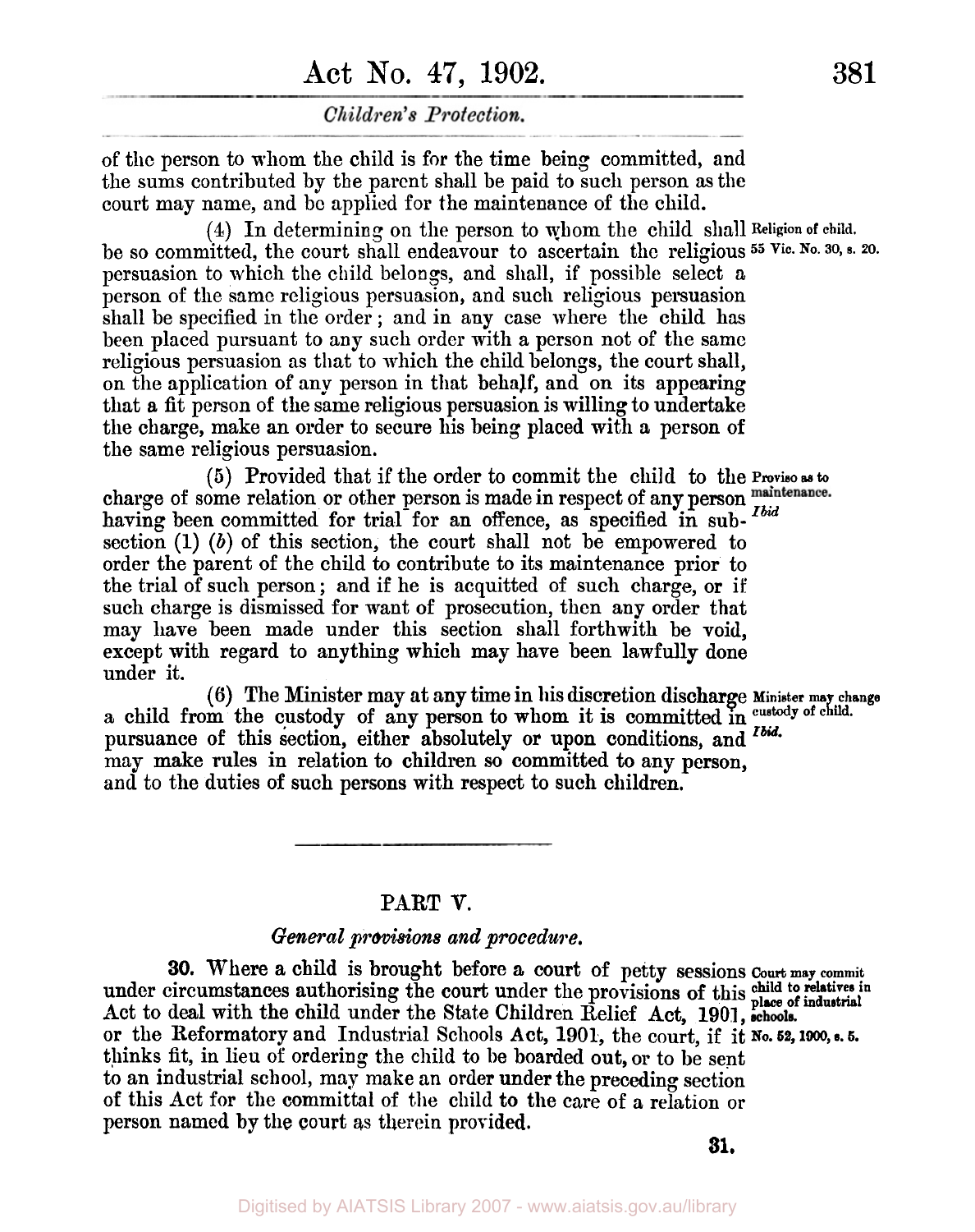of the person to whom the child is for the time being committed, and the sums contributed by the parent shall be paid to such person as the court may name, and be applied for the maintenance of the child.

(4) In determining on the person to whom the child shall be so committed, the court shall endeavour to ascertain the religious persuasion to which the child belongs, and shall, if possible select a person of the same religious persuasion, and such religious persuasion shall be specified in the order; and in any case where the child has been placed pursuant to any such order with a person not of the same religious persuasion as that to which the child belongs, the court shall, on the application of any person in that behalf, and on its appearing that a fit person of the same religious persuasion is willing to undertake the charge, make an order to secure his being placed with a person of the same religious persuasion.

*Religion of child. 55 Vic. No. 30, s. 20.*

(5) Provided that if the order to commit the child to the charge of some relation or other person is made in respect of any person having been committed for trial for an offence, as specified in subsection (1) (*b*) of this section, the court shall not be empowered to order the parent of the child to contribute to its maintenance prior to the trial of such person; and if he is acquitted of such charge, or if such charge is dismissed for want of prosecution, then any order that may have been made under this section shall forthwith be void, except with regard to anything which may have been lawfully done under it.

*Proviso as to maintenance. Ibid.*

(6) The Minister may at any time in his discretion discharge a child from the custody of any person to whom it is committed in pursuance of this section, either absolutely or upon conditions, and may make rules in relation to children so committed to any person, and to the duties of such persons with respect to such children.

*Minister may change custody of child. Ibid.*

## PART V.

### *General provisions and procedure.*

**30.** Where a child is brought before a court of petty sessions under circumstances authorising the court under the provisions of this Act to deal with the child under the State Children Relief Act, 1901, or the Reformatory and Industrial Schools Act, 1901, the court, if it thinks fit, in lieu of ordering the child to be boarded out, or to be sent to an industrial school, may make an order under the preceding section of this Act for the committal of the child to the care of a relation or person named by the court as therein provided.

*Court may commit child to relatives in place of industrial schools. No. 52, 1900, s. 5.*

**31.**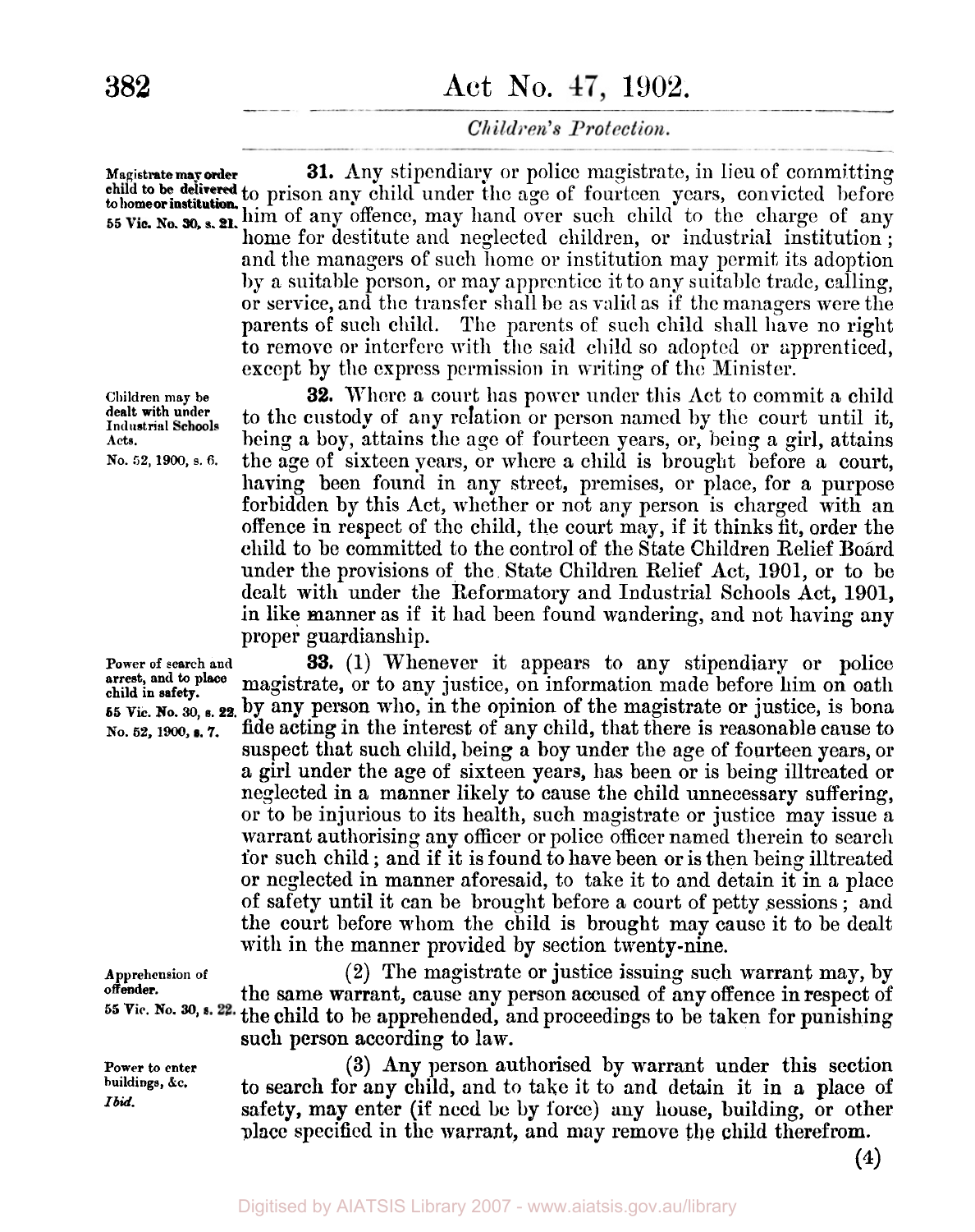**Magistrate may order child to be delivered to home or institution.**
*55 Vic. No. 30, s. 21.*

**31.** Any stipendiary or police magistrate, in lieu of committing to prison any child under the age of fourteen years, convicted before him of any offence, may hand over such child to the charge of any home for destitute and neglected children, or industrial institution; and the managers of such home or institution may permit its adoption by a suitable person, or may apprentice it to any suitable trade, calling, or service, and the transfer shall be as valid as if the managers were the parents of such child. The parents of such child shall have no right to remove or interfere with the said child so adopted or apprenticed, except by the express permission in writing of the Minister.

**Children may be dealt with under Industrial Schools Acts.**
*No. 52, 1900, s. 6.*

**32.** Where a court has power under this Act to commit a child to the custody of any relation or person named by the court until it, being a boy, attains the age of fourteen years, or, being a girl, attains the age of sixteen years, or where a child is brought before a court, having been found in any street, premises, or place, for a purpose forbidden by this Act, whether or not any person is charged with an offence in respect of the child, the court may, if it thinks fit, order the child to be committed to the control of the State Children Relief Board under the provisions of the State Children Relief Act, 1901, or to be dealt with under the Reformatory and Industrial Schools Act, 1901, in like manner as if it had been found wandering, and not having any proper guardianship.

**Power of search and arrest, and to place child in safety.**
*55 Vic. No. 30, s. 22.*
*No. 52, 1900, s. 7.*

**33.** (1) Whenever it appears to any stipendiary or police magistrate, or to any justice, on information made before him on oath by any person who, in the opinion of the magistrate or justice, is bona fide acting in the interest of any child, that there is reasonable cause to suspect that such child, being a boy under the age of fourteen years, or a girl under the age of sixteen years, has been or is being illtreated or neglected in a manner likely to cause the child unnecessary suffering, or to be injurious to its health, such magistrate or justice may issue a warrant authorising any officer or police officer named therein to search for such child; and if it is found to have been or is then being illtreated or neglected in manner aforesaid, to take it to and detain it in a place of safety until it can be brought before a court of petty sessions; and the court before whom the child is brought may cause it to be dealt with in the manner provided by section twenty-nine.

**Apprehension of offender.**
*55 Vic. No. 30, s. 22.*

(2) The magistrate or justice issuing such warrant may, by the same warrant, cause any person accused of any offence in respect of the child to be apprehended, and proceedings to be taken for punishing such person according to law.

**Power to enter buildings, &c.**
*Ibid.*

(3) Any person authorised by warrant under this section to search for any child, and to take it to and detain it in a place of safety, may enter (if need be by force) any house, building, or other place specified in the warrant, and may remove the child therefrom.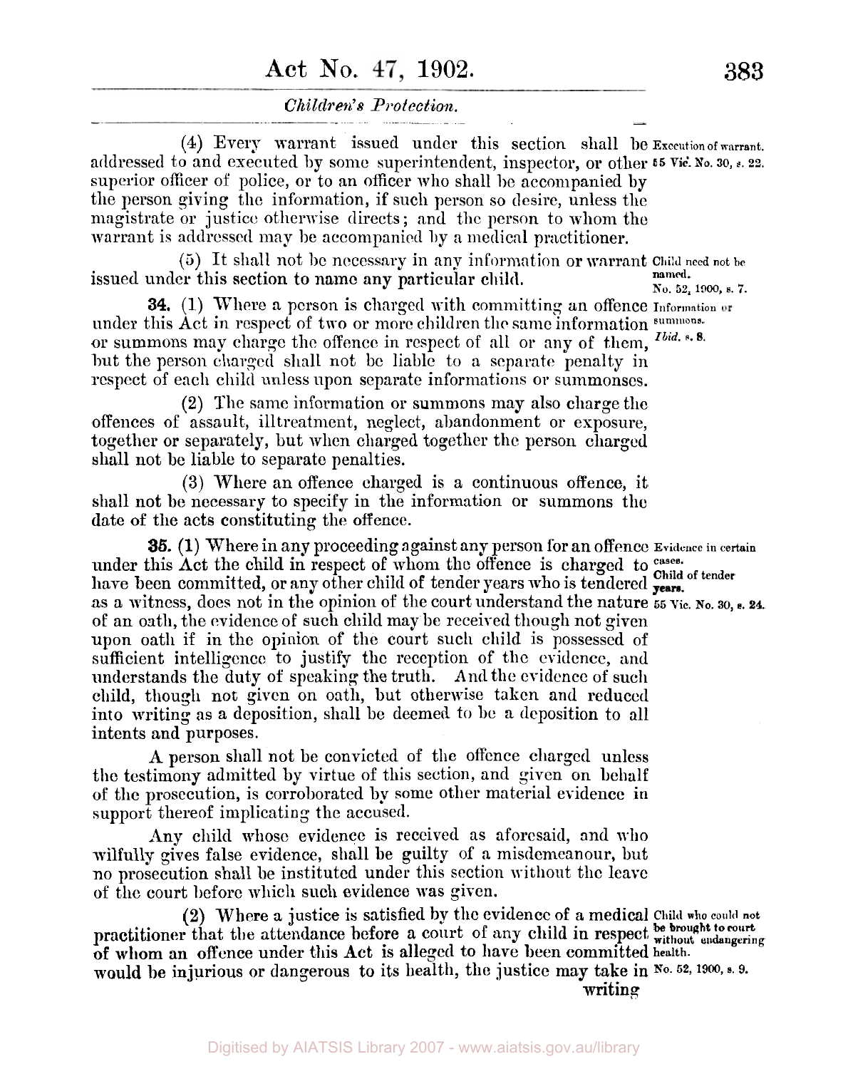(4) Every warrant issued under this section shall be addressed to and executed by some superintendent, inspector, or other superior officer of police, or to an officer who shall be accompanied by the person giving the information, if such person so desire, unless the magistrate or justice otherwise directs; and the person to whom the warrant is addressed may be accompanied by a medical practitioner.

*Execution of warrant. 55 Vic. No. 30, s. 22.*

(5) It shall not be necessary in any information or warrant issued under this section to name any particular child.

*Child need not be named. No. 52, 1900, s. 7.*

**34.** (1) Where a person is charged with committing an offence under this Act in respect of two or more children the same information or summons may charge the offence in respect of all or any of them, but the person charged shall not be liable to a separate penalty in respect of each child unless upon separate informations or summonses.

*Information or summons. Ibid. s. 8.*

(2) The same information or summons may also charge the offences of assault, illtreatment, neglect, abandonment or exposure, together or separately, but when charged together the person charged shall not be liable to separate penalties.

(3) Where an offence charged is a continuous offence, it shall not be necessary to specify in the information or summons the date of the acts constituting the offence.

**35.** (1) Where in any proceeding against any person for an offence under this Act the child in respect of whom the offence is charged to have been committed, or any other child of tender years who is tendered as a witness, does not in the opinion of the court understand the nature of an oath, the evidence of such child may be received though not given upon oath if in the opinion of the court such child is possessed of sufficient intelligence to justify the reception of the evidence, and understands the duty of speaking the truth. And the evidence of such child, though not given on oath, but otherwise taken and reduced into writing as a deposition, shall be deemed to be a deposition to all intents and purposes.

*Evidence in certain cases. Child of tender years. 55 Vic. No. 30, s. 24.*

A person shall not be convicted of the offence charged unless the testimony admitted by virtue of this section, and given on behalf of the prosecution, is corroborated by some other material evidence in support thereof implicating the accused.

Any child whose evidence is received as aforesaid, and who wilfully gives false evidence, shall be guilty of a misdemeanour, but no prosecution shall be instituted under this section without the leave of the court before which such evidence was given.

(2) Where a justice is satisfied by the evidence of a medical practitioner that the attendance before a court of any child in respect of whom an offence under this Act is alleged to have been committed would be injurious or dangerous to its health, the justice may take in writing

*Child who could not be brought to court without endangering health. No. 52, 1900, s. 9.*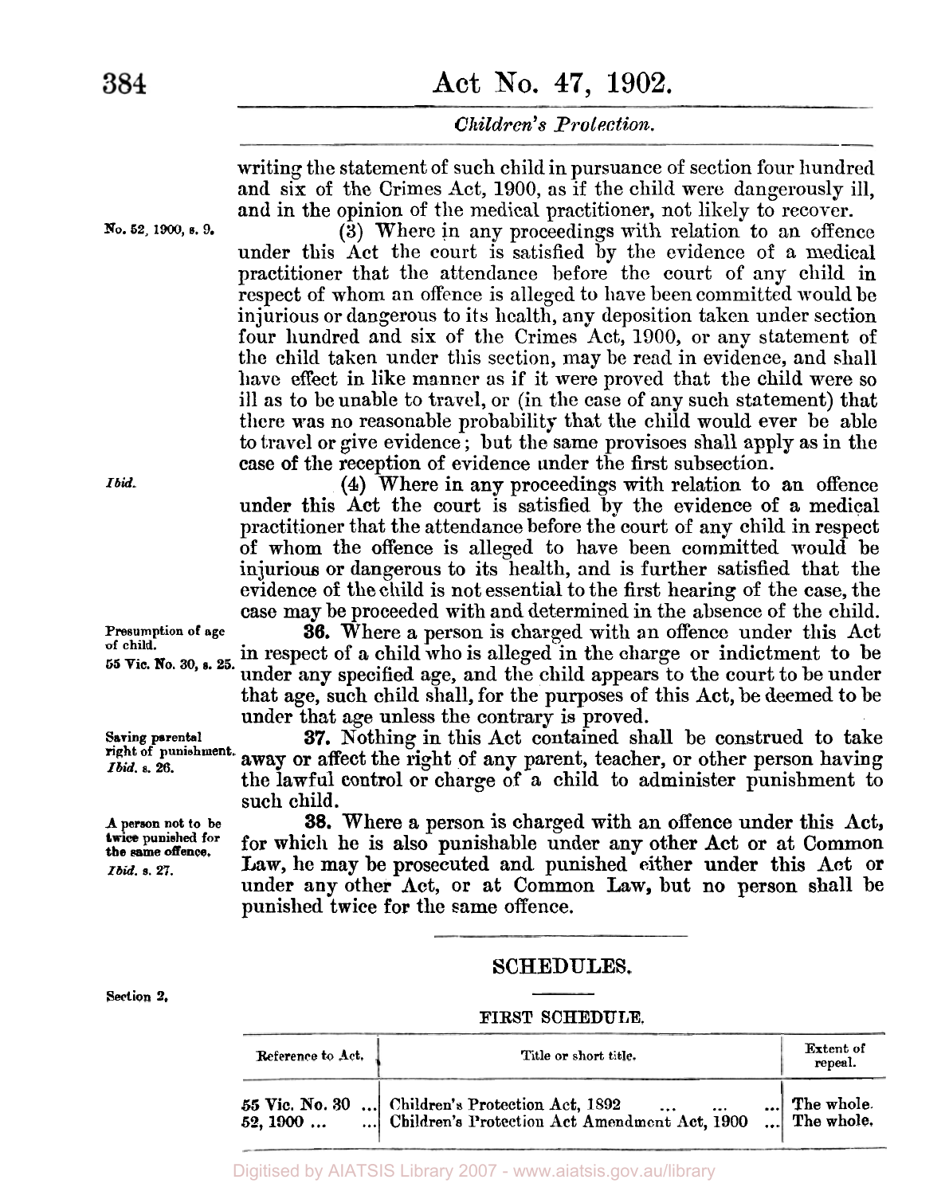writing the statement of such child in pursuance of section four hundred and six of the Crimes Act, 1900, as if the child were dangerously ill, and in the opinion of the medical practitioner, not likely to recover.

No. 52, 1900, s. 9.

(3) Where in any proceedings with relation to an offence under this Act the court is satisfied by the evidence of a medical practitioner that the attendance before the court of any child in respect of whom an offence is alleged to have been committed would be injurious or dangerous to its health, any deposition taken under section four hundred and six of the Crimes Act, 1900, or any statement of the child taken under this section, may be read in evidence, and shall have effect in like manner as if it were proved that the child were so ill as to be unable to travel, or (in the case of any such statement) that there was no reasonable probability that the child would ever be able to travel or give evidence; but the same provisoes shall apply as in the case of the reception of evidence under the first subsection.

*Ibid.*

(4) Where in any proceedings with relation to an offence under this Act the court is satisfied by the evidence of a medical practitioner that the attendance before the court of any child in respect of whom the offence is alleged to have been committed would be injurious or dangerous to its health, and is further satisfied that the evidence of the child is not essential to the first hearing of the case, the case may be proceeded with and determined in the absence of the child.

Presumption of age of child.
55 Vic. No. 30, s. 25.

**36.** Where a person is charged with an offence under this Act in respect of a child who is alleged in the charge or indictment to be under any specified age, and the child appears to the court to be under that age, such child shall, for the purposes of this Act, be deemed to be under that age unless the contrary is proved.

Saving parental right of punishment.
*Ibid.* s. 26.

**37.** Nothing in this Act contained shall be construed to take away or affect the right of any parent, teacher, or other person having the lawful control or charge of a child to administer punishment to such child.

A person not to be twice punished for the same offence.
*Ibid.* s. 27.

**38.** Where a person is charged with an offence under this Act, for which he is also punishable under any other Act or at Common Law, he may be prosecuted and punished either under this Act or under any other Act, or at Common Law, but no person shall be punished twice for the same offence.

## SCHEDULES.

Section 2.

### FIRST SCHEDULE.

| Reference to Act. | Title or short title. | Extent of repeal. |
|---|---|---|
| 55 Vic. No. 30 ... | Children's Protection Act, 1892 ... ... ... | The whole. |
| 52, 1900 ... ... | Children's Protection Act Amendment Act, 1900 ... | The whole. |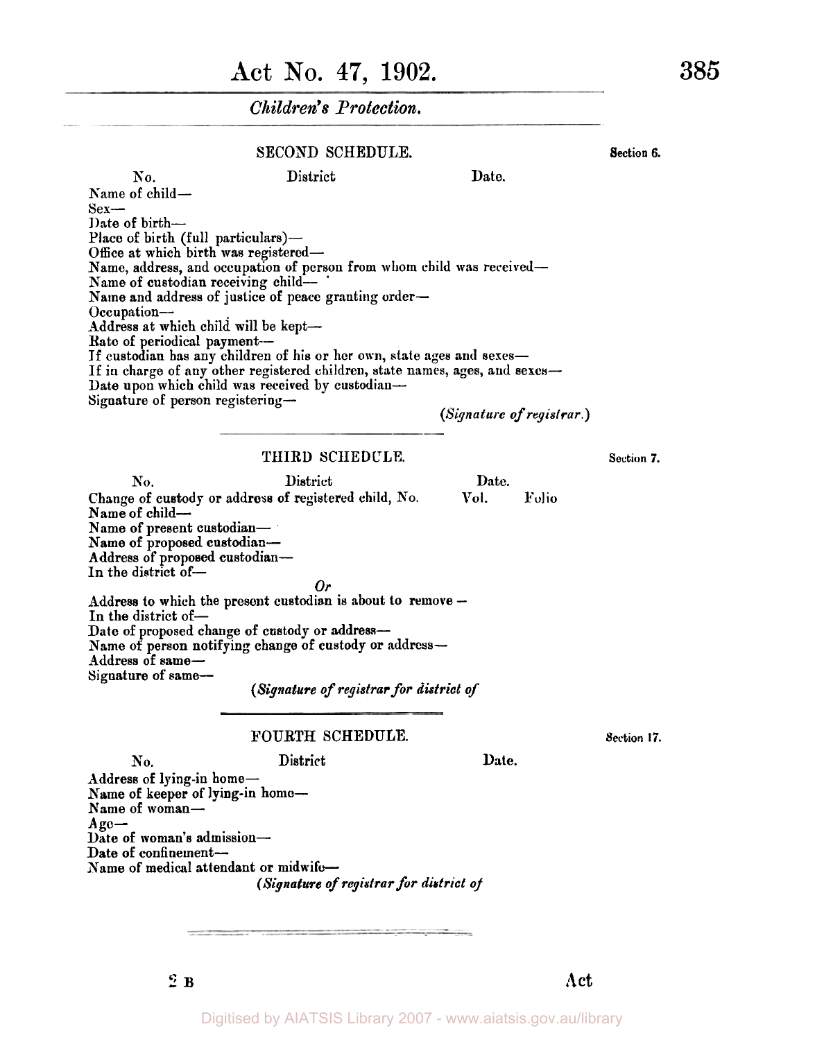## SECOND SCHEDULE.

Section 6.

No. District Date.

Name of child—
Sex—
Date of birth—
Place of birth (full particulars)—
Office at which birth was registered—
Name, address, and occupation of person from whom child was received—
Name of custodian receiving child—
Name and address of justice of peace granting order—
Occupation—
Address at which child will be kept—
Rate of periodical payment—
If custodian has any children of his or her own, state ages and sexes—
If in charge of any other registered children, state names, ages, and sexes—
Date upon which child was received by custodian—
Signature of person registering—

*(Signature of registrar.)*

## THIRD SCHEDULE.

Section 7.

No. District Date.

Change of custody or address of registered child, No. Vol. Folio
Name of child—
Name of present custodian—
Name of proposed custodian—
Address of proposed custodian—
In the district of—

*Or*

Address to which the present custodian is about to remove—
In the district of—
Date of proposed change of custody or address—
Name of person notifying change of custody or address—
Address of same—
Signature of same—

*(Signature of registrar for district of*

## FOURTH SCHEDULE.

Section 17.

No. District Date.

Address of lying-in home—
Name of keeper of lying-in home—
Name of woman—
Age—
Date of woman's admission—
Date of confinement—
Name of medical attendant or midwife—

*(Signature of registrar for district of*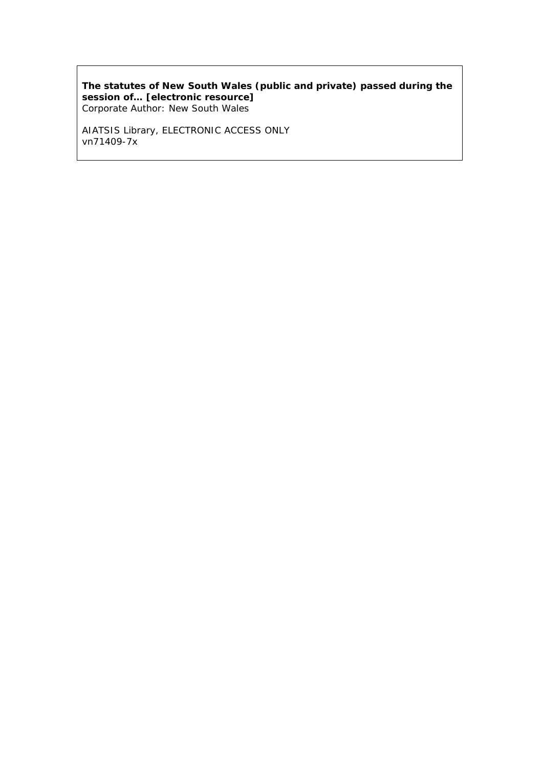**The statutes of New South Wales (public and private) passed during the session of… [electronic resource]**
Corporate Author: New South Wales

AIATSIS Library, ELECTRONIC ACCESS ONLY
vn71409-7x